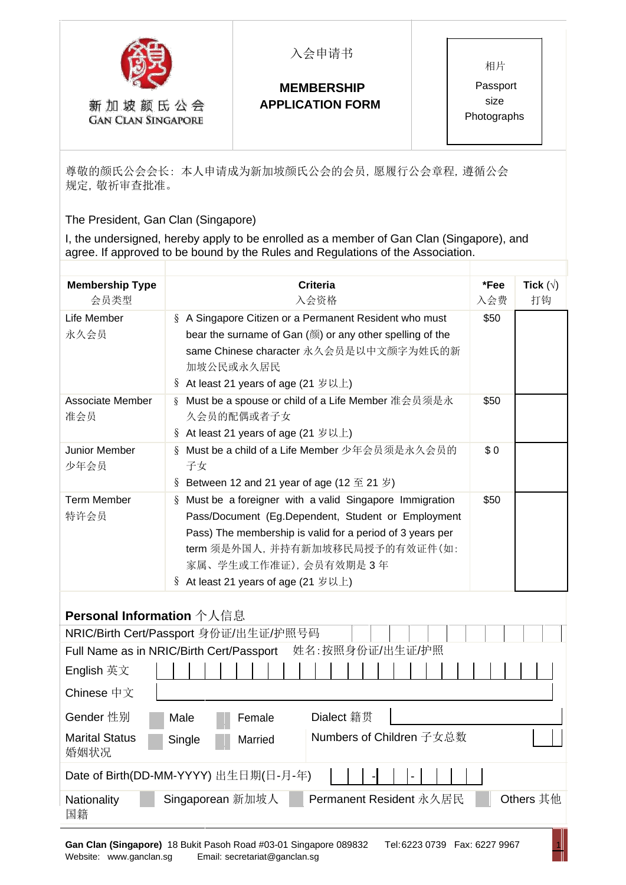新加坡颜氏公会
GAN CLAN SINGAPORE

# 入会申请书

# MEMBERSHIP APPLICATION FORM

相片
Passport size Photographs

尊敬的颜氏公会会长：本人申请成为新加坡颜氏公会的会员，愿履行公会章程，遵循公会规定，敬祈审查批准。

The President, Gan Clan (Singapore)

I, the undersigned, hereby apply to be enrolled as a member of Gan Clan (Singapore), and agree. If approved to be bound by the Rules and Regulations of the Association.

| **Membership Type** 会员类型 | **Criteria** 入会资格 | ***Fee** 入会费 | **Tick** (√) 打钩 |
|---|---|---|---|
| Life Member 永久会员 | § A Singapore Citizen or a Permanent Resident who must bear the surname of Gan (颜) or any other spelling of the same Chinese character 永久会员是以中文颜字为姓氏的新加坡公民或永久居民<br>§ At least 21 years of age (21 岁以上) | $50 | |
| Associate Member 准会员 | § Must be a spouse or child of a Life Member 准会员须是永久会员的配偶或者子女<br>§ At least 21 years of age (21 岁以上) | $50 | |
| Junior Member 少年会员 | § Must be a child of a Life Member 少年会员须是永久会员的子女<br>§ Between 12 and 21 year of age (12 至 21 岁) | $ 0 | |
| Term Member 特许会员 | § Must be a foreigner with a valid Singapore Immigration Pass/Document (Eg.Dependent, Student or Employment Pass) The membership is valid for a period of 3 years per term 须是外国人，并持有新加坡移民局授予的有效证件(如：家属、学生或工作准证)，会员有效期是 3 年<br>§ At least 21 years of age (21 岁以上) | $50 | |

## Personal Information 个人信息

NRIC/Birth Cert/Passport 身份证/出生证/护照号码

Full Name as in NRIC/Birth Cert/Passport　姓名：按照身份证/出生证/护照

English 英文

Chinese 中文

Gender 性别　☐ Male　☐ Female　　Dialect 籍贯

Marital Status 婚姻状况　☐ Single　☐ Married　　Numbers of Children 子女总数

Date of Birth(DD-MM-YYYY) 出生日期(日-月-年)　　-　　-

Nationality 国籍　☐ Singaporean 新加坡人　☐ Permanent Resident 永久居民　☐ Others 其他

**Gan Clan (Singapore)** 18 Bukit Pasoh Road #03-01 Singapore 089832　Tel: 6223 0739　Fax: 6227 9967
Website: www.ganclan.sg　Email: secretariat@ganclan.sg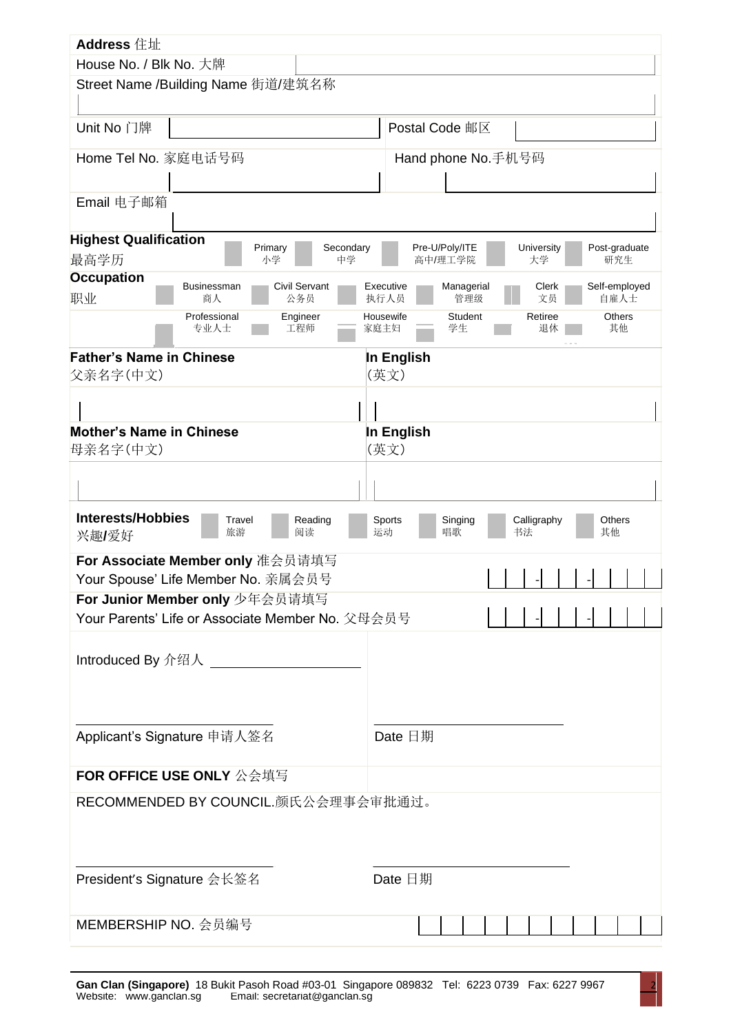**Address 住址**

House No. / Blk No. 大牌

Street Name /Building Name 街道/建筑名称

| | | | |
|---|---|---|---|
| Unit No 门牌 | | Postal Code 邮区 | |
| Home Tel No. 家庭电话号码 | | Hand phone No.手机号码 | |

Email 电子邮箱

**Highest Qualification** 最高学历

| | | | | | |
|---|---|---|---|---|---|
| Primary 小学 | Secondary 中学 | Pre-U/Poly/ITE 高中/理工学院 | University 大学 | Post-graduate 研究生 | |

**Occupation** 职业

| | | | | | |
|---|---|---|---|---|---|
| Businessman 商人 | Civil Servant 公务员 | Executive 执行人员 | Managerial 管理级 | Clerk 文员 | Self-employed 自雇人士 |
| Professional 专业人士 | Engineer 工程师 | Housewife 家庭主妇 | Student 学生 | Retiree 退休 | Others 其他 |

| | |
|---|---|
| **Father's Name in Chinese** 父亲名字(中文) | **In English** (英文) |
| **Mother's Name in Chinese** 母亲名字(中文) | **In English** (英文) |

**Interests/Hobbies** 兴趣/爱好

| | | | | | |
|---|---|---|---|---|---|
| Travel 旅游 | Reading 阅读 | Sports 运动 | Singing 唱歌 | Calligraphy 书法 | Others 其他 |

**For Associate Member only** 准会员请填写

Your Spouse' Life Member No. 亲属会员号 ___ - ___ - ___

**For Junior Member only** 少年会员请填写

Your Parents' Life or Associate Member No. 父母会员号 ___ - ___ - ___

Introduced By 介绍人 ____________________

Applicant's Signature 申请人签名 　　　　Date 日期

**FOR OFFICE USE ONLY** 公会填写

RECOMMENDED BY COUNCIL.颜氏公会理事会审批通过。

President's Signature 会长签名 　　　　Date 日期

MEMBERSHIP NO. 会员编号

**Gan Clan (Singapore)** 18 Bukit Pasoh Road #03-01 Singapore 089822 Tel: 6223 0739 Fax: 6227 9967
Website: www.ganclan.sg Email: secretariat@ganclan.sg